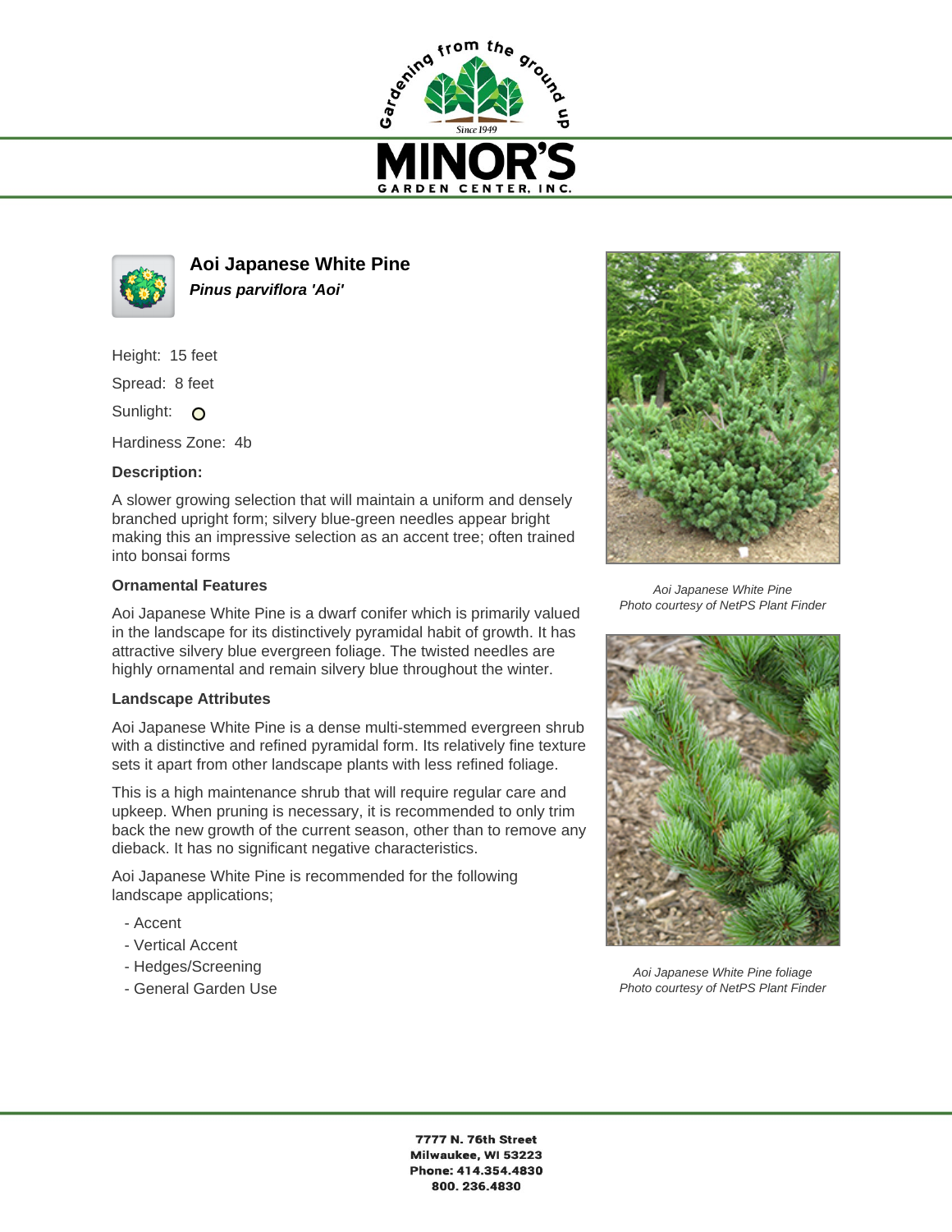# Aoi Japanese White Pine

***Pinus parviflora 'Aoi'***

Height: 15 feet

Spread: 8 feet

Sunlight: O

Hardiness Zone: 4b

**Description:**

A slower growing selection that will maintain a uniform and densely branched upright form; silvery blue-green needles appear bright making this an impressive selection as an accent tree; often trained into bonsai forms

**Ornamental Features**

Aoi Japanese White Pine is a dwarf conifer which is primarily valued in the landscape for its distinctively pyramidal habit of growth. It has attractive silvery blue evergreen foliage. The twisted needles are highly ornamental and remain silvery blue throughout the winter.

**Landscape Attributes**

Aoi Japanese White Pine is a dense multi-stemmed evergreen shrub with a distinctive and refined pyramidal form. Its relatively fine texture sets it apart from other landscape plants with less refined foliage.

This is a high maintenance shrub that will require regular care and upkeep. When pruning is necessary, it is recommended to only trim back the new growth of the current season, other than to remove any dieback. It has no significant negative characteristics.

Aoi Japanese White Pine is recommended for the following landscape applications;

- Accent
- Vertical Accent
- Hedges/Screening
- General Garden Use

*Aoi Japanese White Pine*
*Photo courtesy of NetPS Plant Finder*

*Aoi Japanese White Pine foliage*
*Photo courtesy of NetPS Plant Finder*

**7777 N. 76th Street**
**Milwaukee, WI 53223**
**Phone: 414.354.4830**
**800. 236.4830**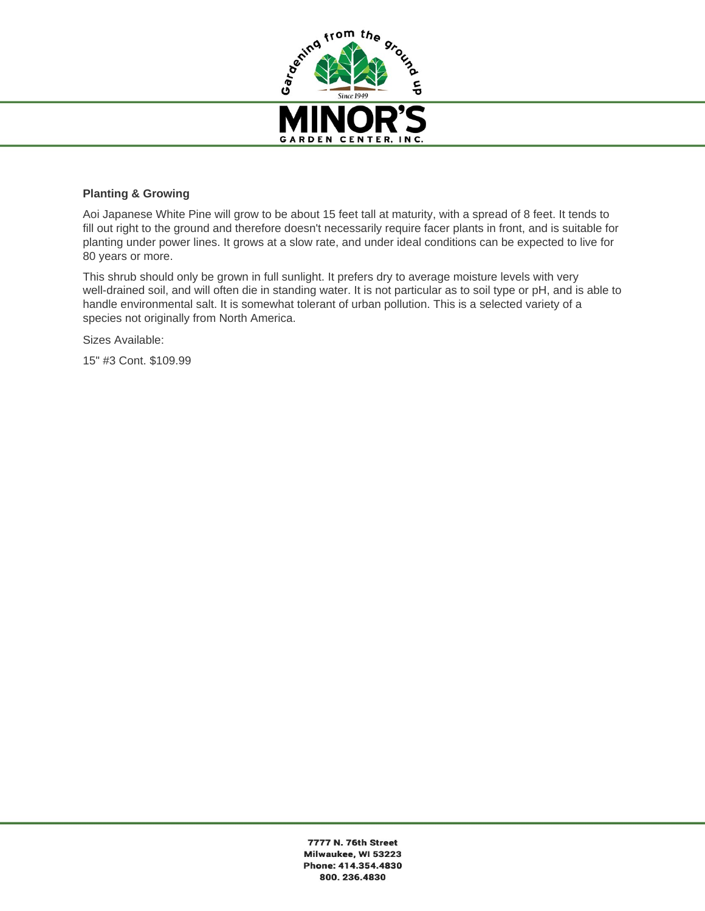### Planting & Growing

Aoi Japanese White Pine will grow to be about 15 feet tall at maturity, with a spread of 8 feet. It tends to fill out right to the ground and therefore doesn't necessarily require facer plants in front, and is suitable for planting under power lines. It grows at a slow rate, and under ideal conditions can be expected to live for 80 years or more.

This shrub should only be grown in full sunlight. It prefers dry to average moisture levels with very well-drained soil, and will often die in standing water. It is not particular as to soil type or pH, and is able to handle environmental salt. It is somewhat tolerant of urban pollution. This is a selected variety of a species not originally from North America.

Sizes Available:

15" #3 Cont. $109.99